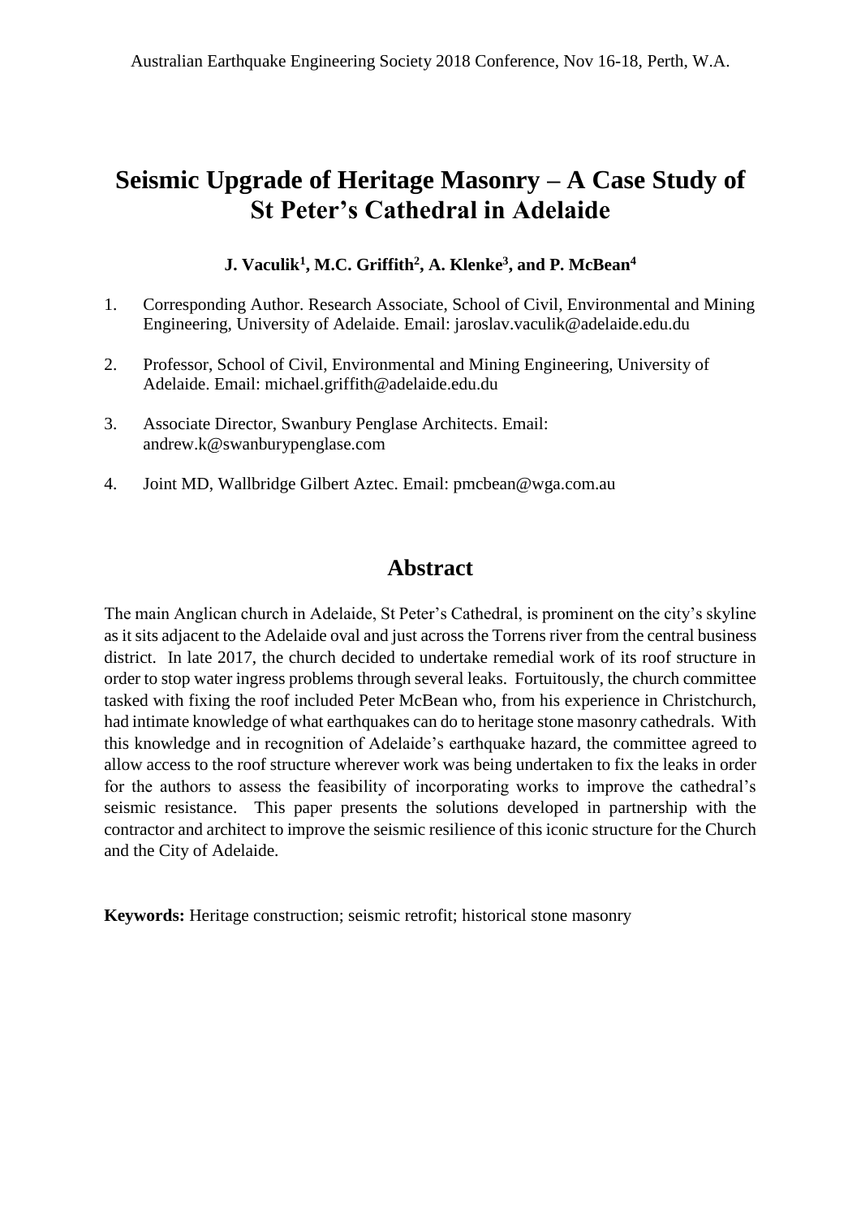# Seismic Upgrade of Heritage Masonry – A Case Study of St Peter's Cathedral in Adelaide

**J. Vaculik[1], M.C. Griffith[2], A. Klenke[3], and P. McBean[4]**

1. Corresponding Author. Research Associate, School of Civil, Environmental and Mining Engineering, University of Adelaide. Email: jaroslav.vaculik@adelaide.edu.du
2. Professor, School of Civil, Environmental and Mining Engineering, University of Adelaide. Email: michael.griffith@adelaide.edu.du
3. Associate Director, Swanbury Penglase Architects. Email: andrew.k@swanburypenglase.com
4. Joint MD, Wallbridge Gilbert Aztec. Email: pmcbean@wga.com.au

## Abstract

The main Anglican church in Adelaide, St Peter's Cathedral, is prominent on the city's skyline as it sits adjacent to the Adelaide oval and just across the Torrens river from the central business district. In late 2017, the church decided to undertake remedial work of its roof structure in order to stop water ingress problems through several leaks. Fortuitously, the church committee tasked with fixing the roof included Peter McBean who, from his experience in Christchurch, had intimate knowledge of what earthquakes can do to heritage stone masonry cathedrals. With this knowledge and in recognition of Adelaide's earthquake hazard, the committee agreed to allow access to the roof structure wherever work was being undertaken to fix the leaks in order for the authors to assess the feasibility of incorporating works to improve the cathedral's seismic resistance. This paper presents the solutions developed in partnership with the contractor and architect to improve the seismic resilience of this iconic structure for the Church and the City of Adelaide.

**Keywords:** Heritage construction; seismic retrofit; historical stone masonry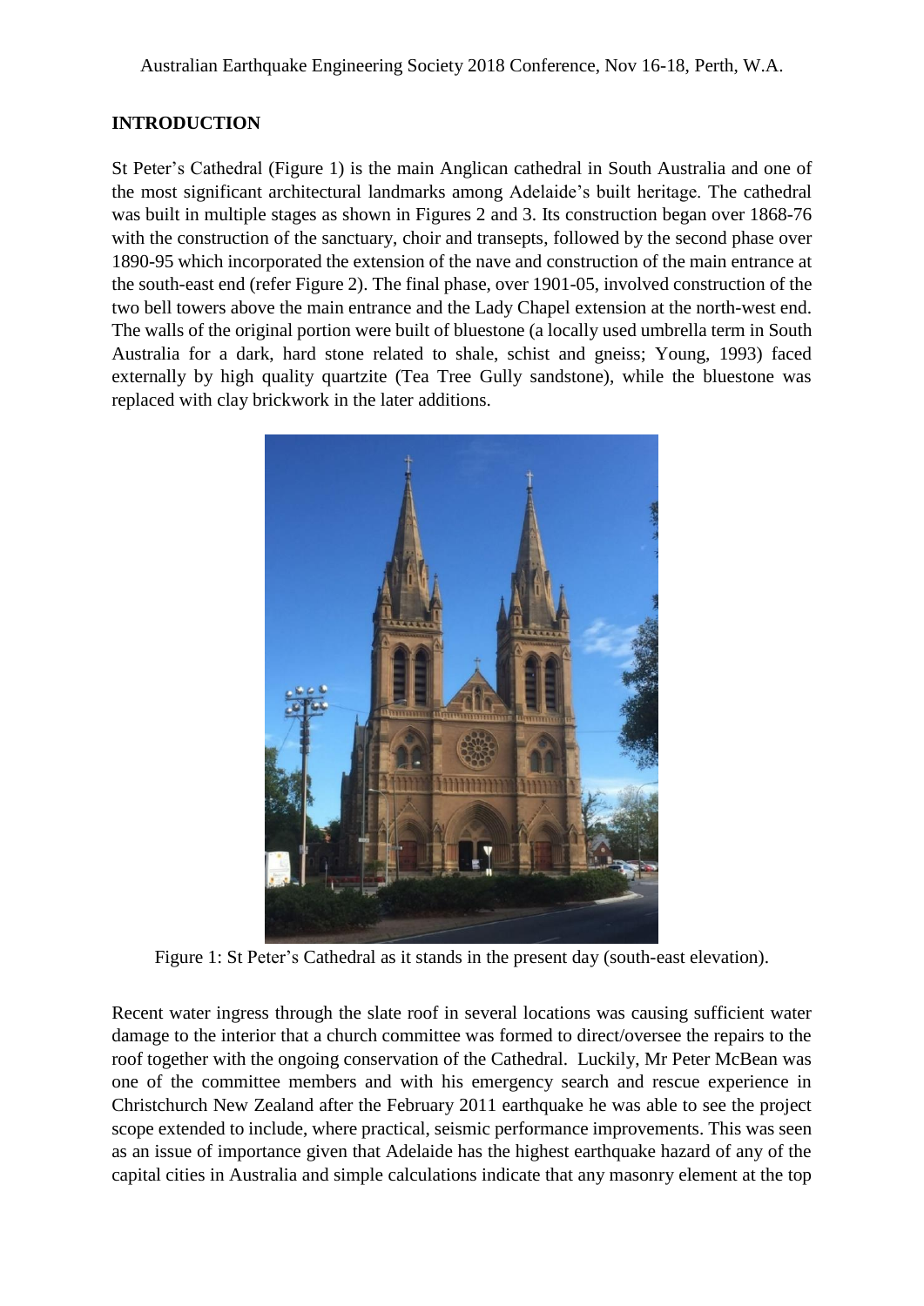## INTRODUCTION

St Peter's Cathedral (Figure 1) is the main Anglican cathedral in South Australia and one of the most significant architectural landmarks among Adelaide's built heritage. The cathedral was built in multiple stages as shown in Figures 2 and 3. Its construction began over 1868-76 with the construction of the sanctuary, choir and transepts, followed by the second phase over 1890-95 which incorporated the extension of the nave and construction of the main entrance at the south-east end (refer Figure 2). The final phase, over 1901-05, involved construction of the two bell towers above the main entrance and the Lady Chapel extension at the north-west end. The walls of the original portion were built of bluestone (a locally used umbrella term in South Australia for a dark, hard stone related to shale, schist and gneiss; Young, 1993) faced externally by high quality quartzite (Tea Tree Gully sandstone), while the bluestone was replaced with clay brickwork in the later additions.

Figure 1: St Peter's Cathedral as it stands in the present day (south-east elevation).

Recent water ingress through the slate roof in several locations was causing sufficient water damage to the interior that a church committee was formed to direct/oversee the repairs to the roof together with the ongoing conservation of the Cathedral. Luckily, Mr Peter McBean was one of the committee members and with his emergency search and rescue experience in Christchurch New Zealand after the February 2011 earthquake he was able to see the project scope extended to include, where practical, seismic performance improvements. This was seen as an issue of importance given that Adelaide has the highest earthquake hazard of any of the capital cities in Australia and simple calculations indicate that any masonry element at the top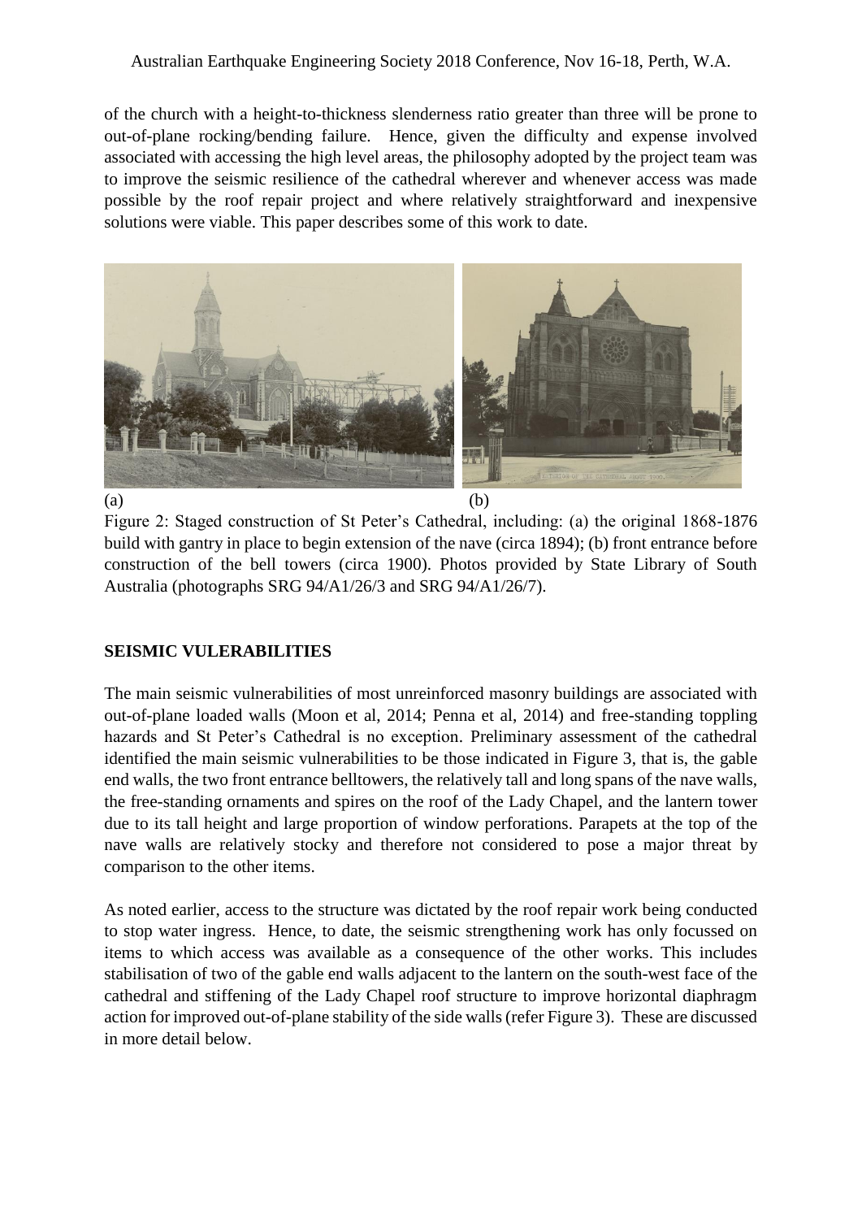of the church with a height-to-thickness slenderness ratio greater than three will be prone to out-of-plane rocking/bending failure. Hence, given the difficulty and expense involved associated with accessing the high level areas, the philosophy adopted by the project team was to improve the seismic resilience of the cathedral wherever and whenever access was made possible by the roof repair project and where relatively straightforward and inexpensive solutions were viable. This paper describes some of this work to date.

(a) (b)

Figure 2: Staged construction of St Peter's Cathedral, including: (a) the original 1868-1876 build with gantry in place to begin extension of the nave (circa 1894); (b) front entrance before construction of the bell towers (circa 1900). Photos provided by State Library of South Australia (photographs SRG 94/A1/26/3 and SRG 94/A1/26/7).

## SEISMIC VULERABILITIES

The main seismic vulnerabilities of most unreinforced masonry buildings are associated with out-of-plane loaded walls (Moon et al, 2014; Penna et al, 2014) and free-standing toppling hazards and St Peter's Cathedral is no exception. Preliminary assessment of the cathedral identified the main seismic vulnerabilities to be those indicated in Figure 3, that is, the gable end walls, the two front entrance belltowers, the relatively tall and long spans of the nave walls, the free-standing ornaments and spires on the roof of the Lady Chapel, and the lantern tower due to its tall height and large proportion of window perforations. Parapets at the top of the nave walls are relatively stocky and therefore not considered to pose a major threat by comparison to the other items.

As noted earlier, access to the structure was dictated by the roof repair work being conducted to stop water ingress. Hence, to date, the seismic strengthening work has only focussed on items to which access was available as a consequence of the other works. This includes stabilisation of two of the gable end walls adjacent to the lantern on the south-west face of the cathedral and stiffening of the Lady Chapel roof structure to improve horizontal diaphragm action for improved out-of-plane stability of the side walls (refer Figure 3). These are discussed in more detail below.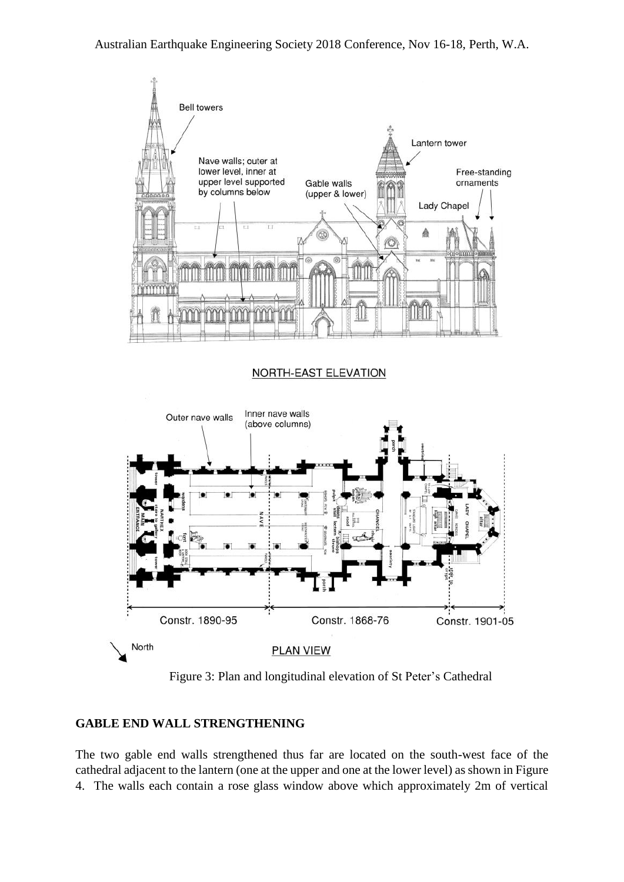Figure 3: Plan and longitudinal elevation of St Peter's Cathedral

**GABLE END WALL STRENGTHENING**

The two gable end walls strengthened thus far are located on the south-west face of the cathedral adjacent to the lantern (one at the upper and one at the lower level) as shown in Figure 4. The walls each contain a rose glass window above which approximately 2m of vertical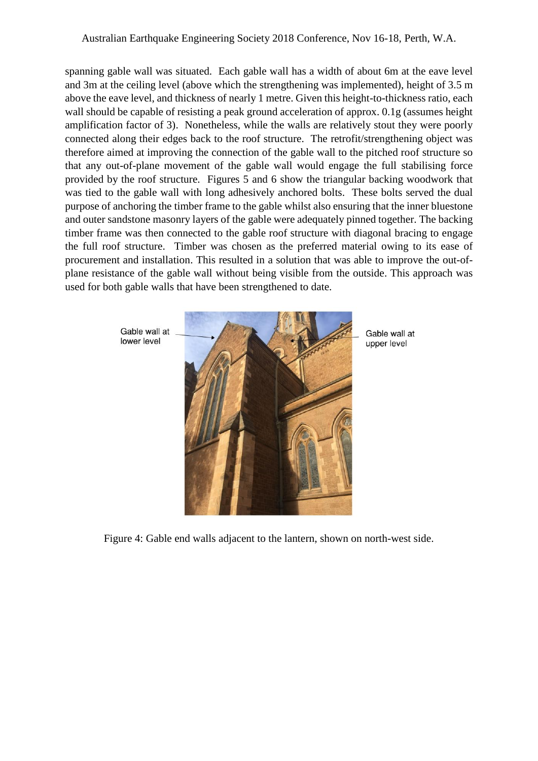spanning gable wall was situated. Each gable wall has a width of about 6m at the eave level and 3m at the ceiling level (above which the strengthening was implemented), height of 3.5 m above the eave level, and thickness of nearly 1 metre. Given this height-to-thickness ratio, each wall should be capable of resisting a peak ground acceleration of approx. 0.1g (assumes height amplification factor of 3). Nonetheless, while the walls are relatively stout they were poorly connected along their edges back to the roof structure. The retrofit/strengthening object was therefore aimed at improving the connection of the gable wall to the pitched roof structure so that any out-of-plane movement of the gable wall would engage the full stabilising force provided by the roof structure. Figures 5 and 6 show the triangular backing woodwork that was tied to the gable wall with long adhesively anchored bolts. These bolts served the dual purpose of anchoring the timber frame to the gable whilst also ensuring that the inner bluestone and outer sandstone masonry layers of the gable were adequately pinned together. The backing timber frame was then connected to the gable roof structure with diagonal bracing to engage the full roof structure. Timber was chosen as the preferred material owing to its ease of procurement and installation. This resulted in a solution that was able to improve the out-of-plane resistance of the gable wall without being visible from the outside. This approach was used for both gable walls that have been strengthened to date.

Gable wall at lower level

Gable wall at upper level

Figure 4: Gable end walls adjacent to the lantern, shown on north-west side.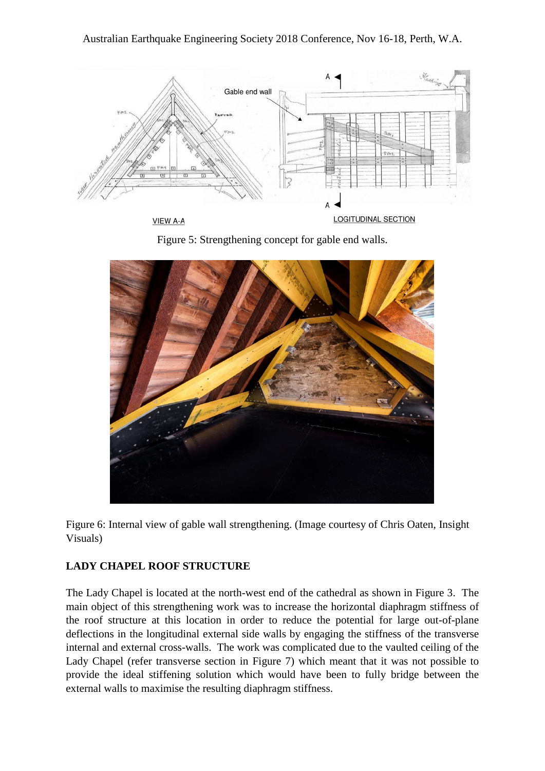Figure 5: Strengthening concept for gable end walls.

Figure 6: Internal view of gable wall strengthening. (Image courtesy of Chris Oaten, Insight Visuals)

**LADY CHAPEL ROOF STRUCTURE**

The Lady Chapel is located at the north-west end of the cathedral as shown in Figure 3. The main object of this strengthening work was to increase the horizontal diaphragm stiffness of the roof structure at this location in order to reduce the potential for large out-of-plane deflections in the longitudinal external side walls by engaging the stiffness of the transverse internal and external cross-walls. The work was complicated due to the vaulted ceiling of the Lady Chapel (refer transverse section in Figure 7) which meant that it was not possible to provide the ideal stiffening solution which would have been to fully bridge between the external walls to maximise the resulting diaphragm stiffness.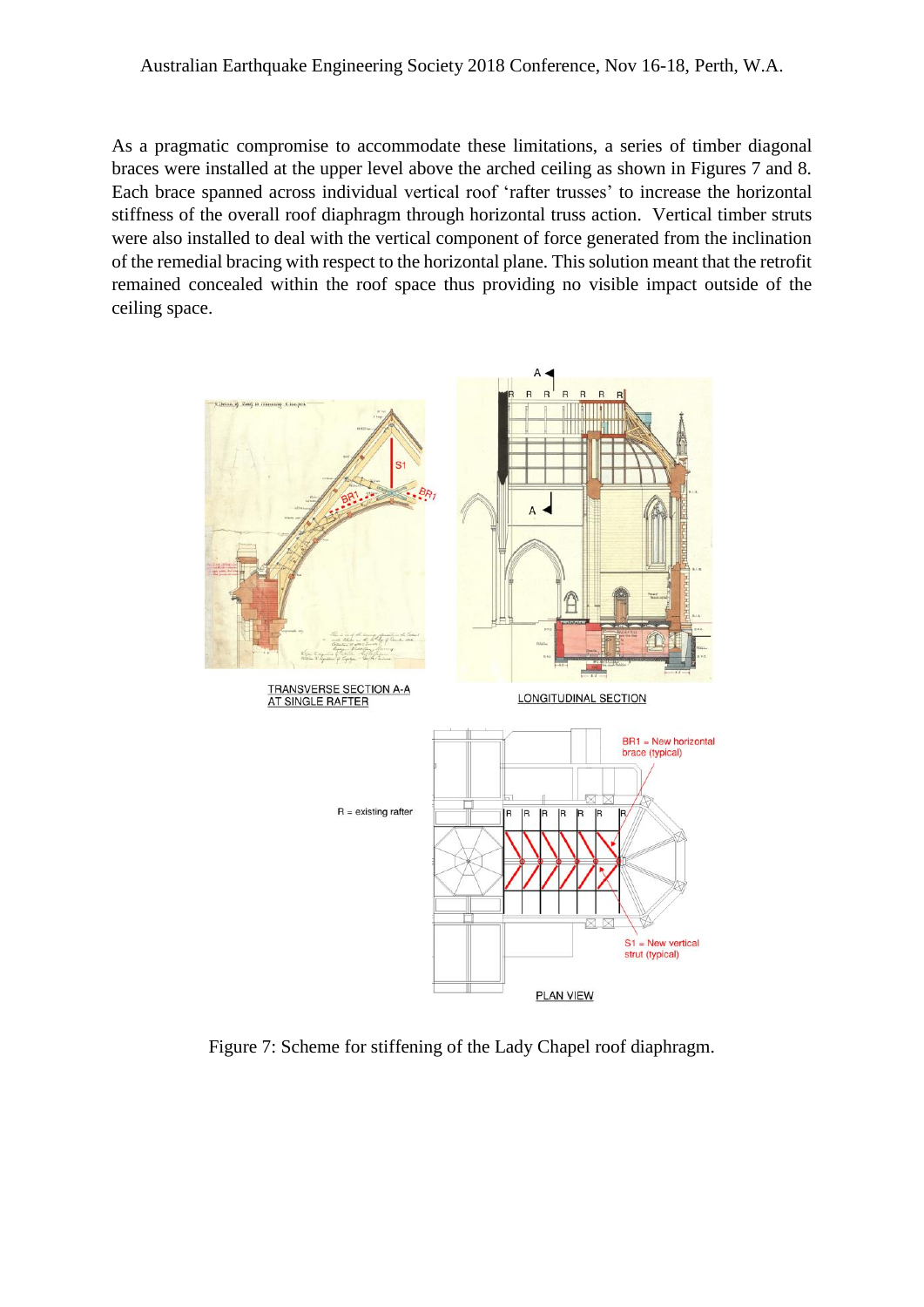As a pragmatic compromise to accommodate these limitations, a series of timber diagonal braces were installed at the upper level above the arched ceiling as shown in Figures 7 and 8. Each brace spanned across individual vertical roof 'rafter trusses' to increase the horizontal stiffness of the overall roof diaphragm through horizontal truss action. Vertical timber struts were also installed to deal with the vertical component of force generated from the inclination of the remedial bracing with respect to the horizontal plane. This solution meant that the retrofit remained concealed within the roof space thus providing no visible impact outside of the ceiling space.

Figure 7: Scheme for stiffening of the Lady Chapel roof diaphragm.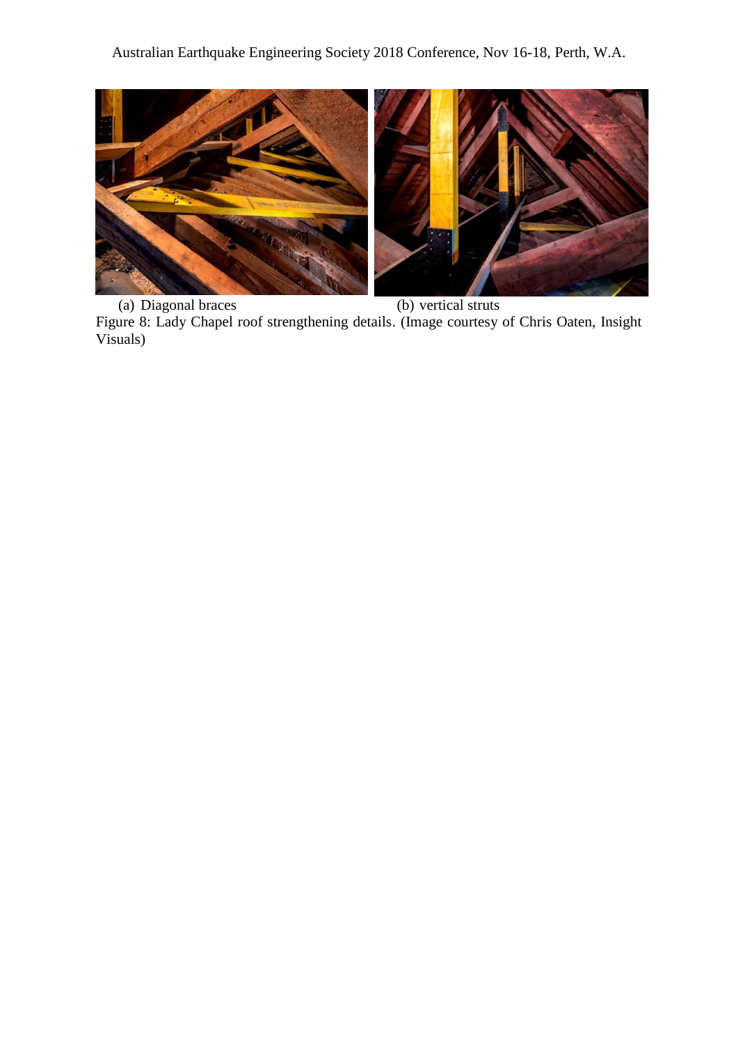(a) Diagonal braces (b) vertical struts

Figure 8: Lady Chapel roof strengthening details. (Image courtesy of Chris Oaten, Insight Visuals)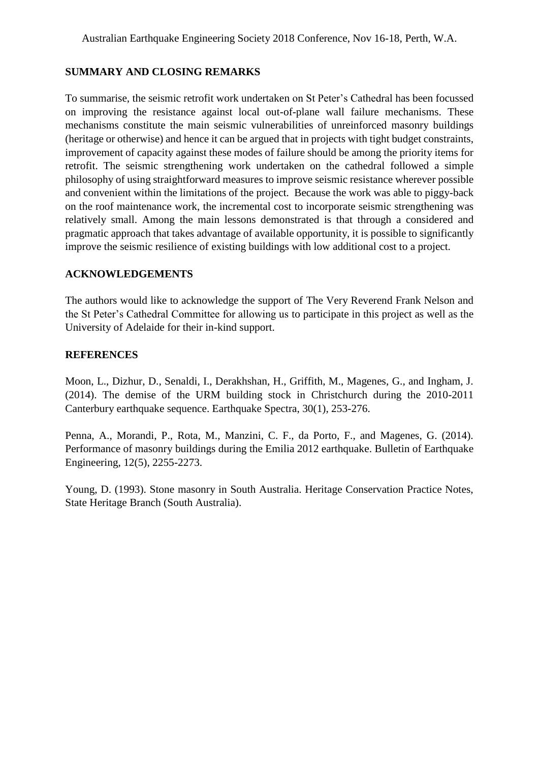## SUMMARY AND CLOSING REMARKS

To summarise, the seismic retrofit work undertaken on St Peter's Cathedral has been focussed on improving the resistance against local out-of-plane wall failure mechanisms. These mechanisms constitute the main seismic vulnerabilities of unreinforced masonry buildings (heritage or otherwise) and hence it can be argued that in projects with tight budget constraints, improvement of capacity against these modes of failure should be among the priority items for retrofit. The seismic strengthening work undertaken on the cathedral followed a simple philosophy of using straightforward measures to improve seismic resistance wherever possible and convenient within the limitations of the project. Because the work was able to piggy-back on the roof maintenance work, the incremental cost to incorporate seismic strengthening was relatively small. Among the main lessons demonstrated is that through a considered and pragmatic approach that takes advantage of available opportunity, it is possible to significantly improve the seismic resilience of existing buildings with low additional cost to a project.

## ACKNOWLEDGEMENTS

The authors would like to acknowledge the support of The Very Reverend Frank Nelson and the St Peter's Cathedral Committee for allowing us to participate in this project as well as the University of Adelaide for their in-kind support.

## REFERENCES

Moon, L., Dizhur, D., Senaldi, I., Derakhshan, H., Griffith, M., Magenes, G., and Ingham, J. (2014). The demise of the URM building stock in Christchurch during the 2010-2011 Canterbury earthquake sequence. Earthquake Spectra, 30(1), 253-276.

Penna, A., Morandi, P., Rota, M., Manzini, C. F., da Porto, F., and Magenes, G. (2014). Performance of masonry buildings during the Emilia 2012 earthquake. Bulletin of Earthquake Engineering, 12(5), 2255-2273.

Young, D. (1993). Stone masonry in South Australia. Heritage Conservation Practice Notes, State Heritage Branch (South Australia).